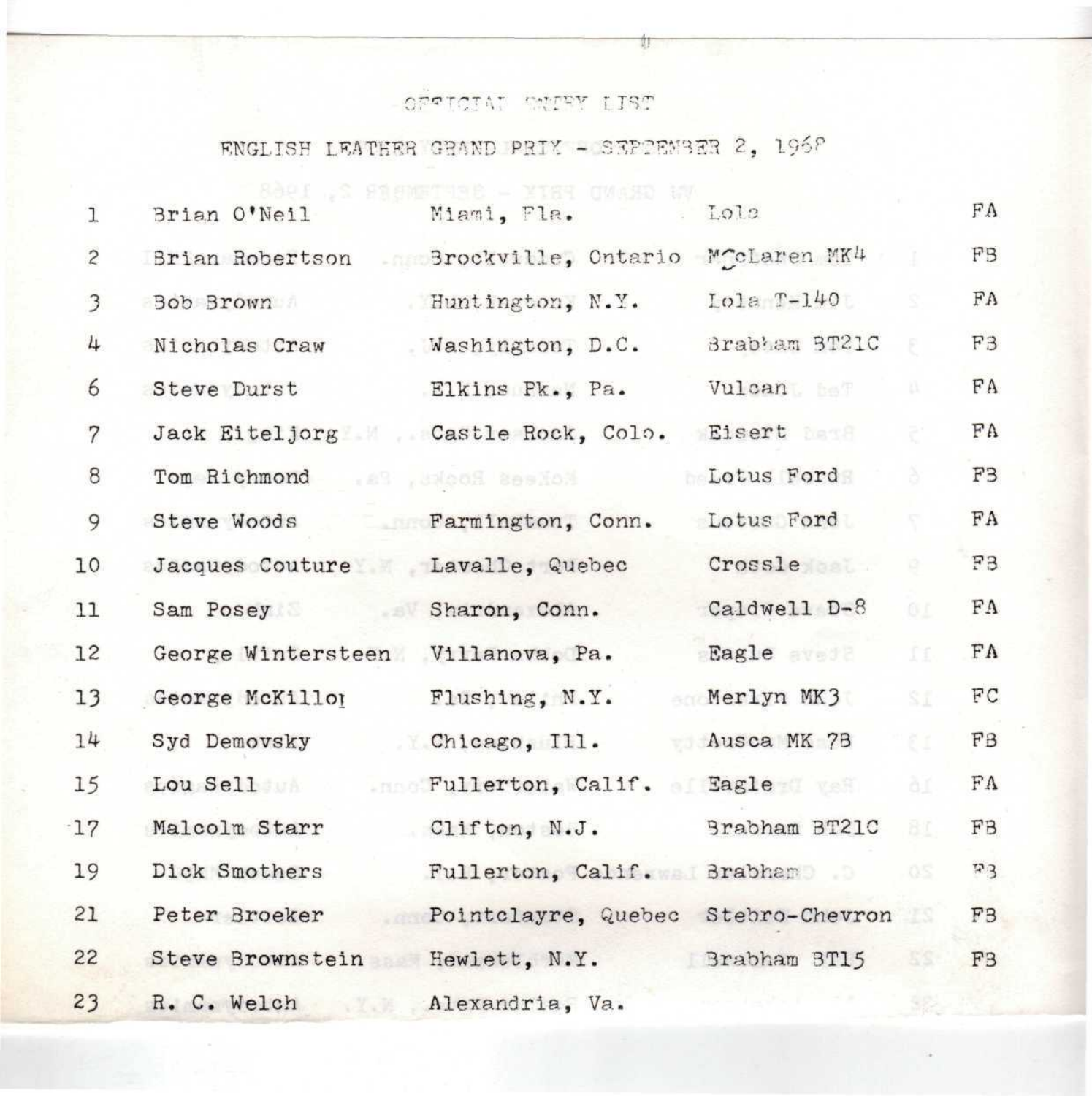OFFICIAL ENTRY LIST

ENGLISH LEATHER GRAND PRIX - SEPTEMBER 2, 1968

| | | | | |
|---|---|---|---|---|
| 1 | Brian O'Neil | Miami, Fla. | Lola | FA |
| 2 | Brian Robertson | Brockville, Ontario | McLaren MK4 | FB |
| 3 | Bob Brown | Huntington, N.Y. | Lola T-140 | FA |
| 4 | Nicholas Craw | Washington, D.C. | Brabham BT21C | FB |
| 6 | Steve Durst | Elkins Pk., Pa. | Vulcan | FA |
| 7 | Jack Eiteljorg | Castle Rock, Colo. | Eisert | FA |
| 8 | Tom Richmond | | Lotus Ford | FB |
| 9 | Steve Woods | Farmington, Conn. | Lotus Ford | FA |
| 10 | Jacques Couture | Lavalle, Quebec | Crossle | FB |
| 11 | Sam Posey | Sharon, Conn. | Caldwell D-8 | FA |
| 12 | George Wintersteen | Villanova, Pa. | Eagle | FA |
| 13 | George McKillop | Flushing, N.Y. | Merlyn MK3 | FC |
| 14 | Syd Demovsky | Chicago, Ill. | Ausca MK 7B | FB |
| 15 | Lou Sell | Fullerton, Calif. | Eagle | FA |
| 17 | Malcolm Starr | Clifton, N.J. | Brabham BT21C | FB |
| 19 | Dick Smothers | Fullerton, Calif. | Brabham | FB |
| 21 | Peter Broeker | Pointclayre, Quebec | Stebro-Chevron | FB |
| 22 | Steve Brownstein | Hewlett, N.Y. | Brabham BT15 | FB |
| 23 | R. C. Welch | Alexandria, Va. | | |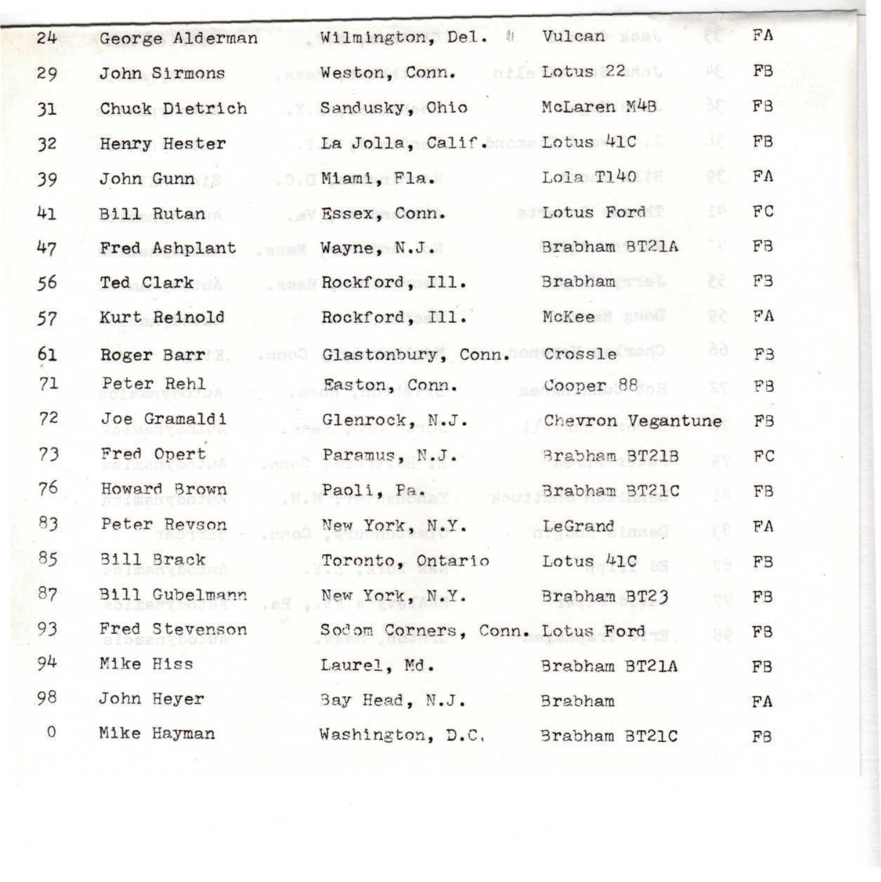| | | | | |
|---|---|---|---|---|
| 24 | George Alderman | Wilmington, Del. | Vulcan | FA |
| 29 | John Sirmons | Weston, Conn. | Lotus 22 | FB |
| 31 | Chuck Dietrich | Sandusky, Ohio | McLaren M4B | FB |
| 32 | Henry Hester | La Jolla, Calif. | Lotus 41C | FB |
| 39 | John Gunn | Miami, Fla. | Lola T140 | FA |
| 41 | Bill Rutan | Essex, Conn. | Lotus Ford | FC |
| 47 | Fred Ashplant | Wayne, N.J. | Brabham BT21A | FB |
| 56 | Ted Clark | Rockford, Ill. | Brabham | FB |
| 57 | Kurt Reinold | Rockford, Ill. | McKee | FA |
| 61 | Roger Barr | Glastonbury, Conn. | Crossle | FB |
| 71 | Peter Rehl | Easton, Conn. | Cooper 88 | FB |
| 72 | Joe Gramaldi | Glenrock, N.J. | Chevron Vegantune | FB |
| 73 | Fred Opert | Paramus, N.J. | Brabham BT21B | FC |
| 76 | Howard Brown | Paoli, Pa. | Brabham BT21C | FB |
| 83 | Peter Revson | New York, N.Y. | LeGrand | FA |
| 85 | Bill Brack | Toronto, Ontario | Lotus 41C | FB |
| 87 | Bill Gubelmann | New York, N.Y. | Brabham BT23 | FB |
| 93 | Fred Stevenson | Sodom Corners, Conn. | Lotus Ford | FB |
| 94 | Mike Hiss | Laurel, Md. | Brabham BT21A | FB |
| 98 | John Heyer | Bay Head, N.J. | Brabham | FA |
| 0 | Mike Hayman | Washington, D.C. | Brabham BT21C | FB |